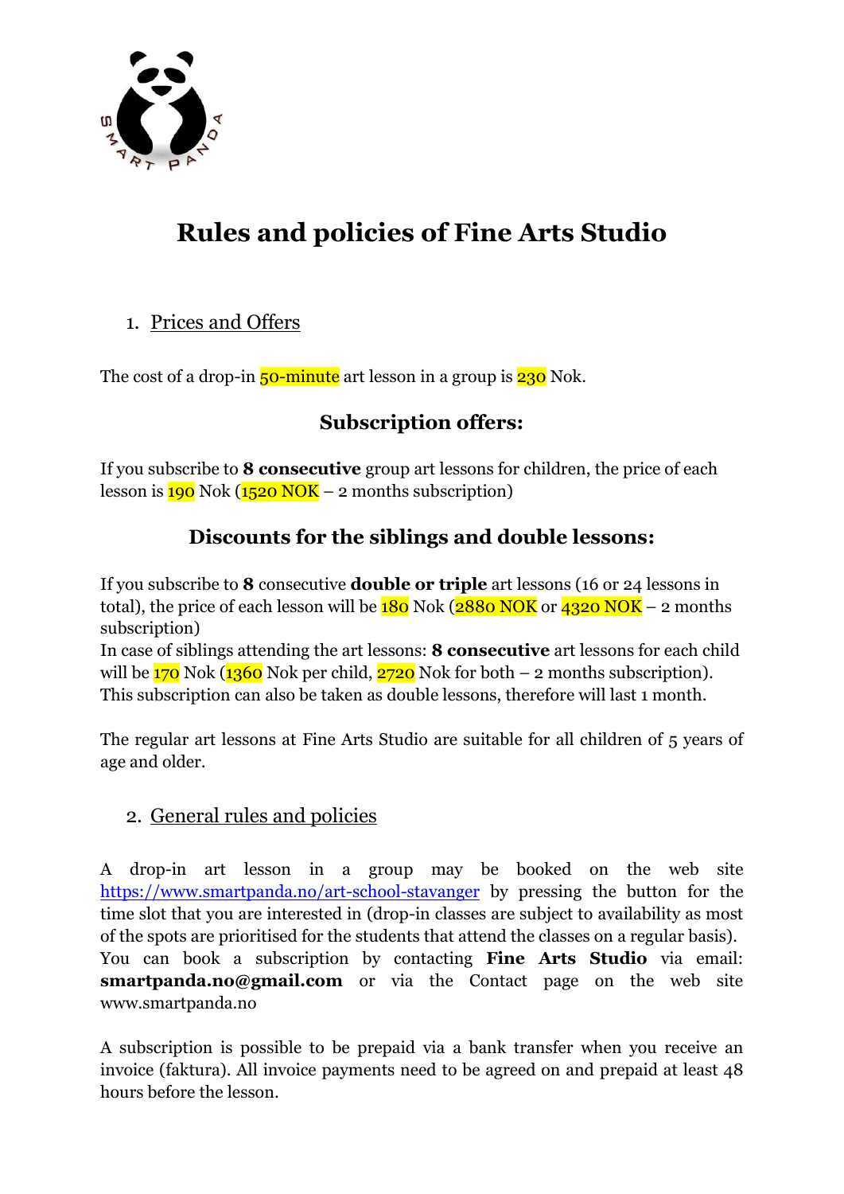# Rules and policies of Fine Arts Studio

1. Prices and Offers

The cost of a drop-in 50-minute art lesson in a group is 230 Nok.

### Subscription offers:

If you subscribe to **8 consecutive** group art lessons for children, the price of each lesson is 190 Nok (1520 NOK – 2 months subscription)

### Discounts for the siblings and double lessons:

If you subscribe to **8** consecutive **double or triple** art lessons (16 or 24 lessons in total), the price of each lesson will be 180 Nok (2880 NOK or 4320 NOK – 2 months subscription)
In case of siblings attending the art lessons: **8 consecutive** art lessons for each child will be 170 Nok (1360 Nok per child, 2720 Nok for both – 2 months subscription).
This subscription can also be taken as double lessons, therefore will last 1 month.

The regular art lessons at Fine Arts Studio are suitable for all children of 5 years of age and older.

2. General rules and policies

A drop-in art lesson in a group may be booked on the web site https://www.smartpanda.no/art-school-stavanger by pressing the button for the time slot that you are interested in (drop-in classes are subject to availability as most of the spots are prioritised for the students that attend the classes on a regular basis).
You can book a subscription by contacting **Fine Arts Studio** via email: **smartpanda.no@gmail.com** or via the Contact page on the web site www.smartpanda.no

A subscription is possible to be prepaid via a bank transfer when you receive an invoice (faktura). All invoice payments need to be agreed on and prepaid at least 48 hours before the lesson.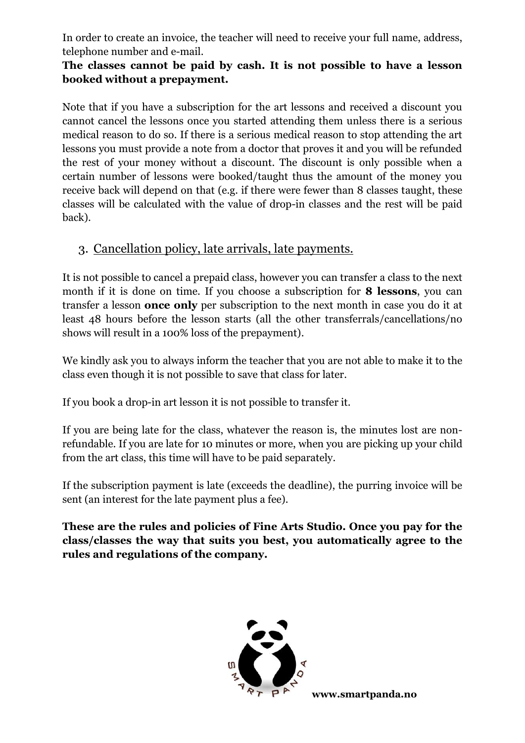In order to create an invoice, the teacher will need to receive your full name, address, telephone number and e-mail.

**The classes cannot be paid by cash. It is not possible to have a lesson booked without a prepayment.**

Note that if you have a subscription for the art lessons and received a discount you cannot cancel the lessons once you started attending them unless there is a serious medical reason to do so. If there is a serious medical reason to stop attending the art lessons you must provide a note from a doctor that proves it and you will be refunded the rest of your money without a discount. The discount is only possible when a certain number of lessons were booked/taught thus the amount of the money you receive back will depend on that (e.g. if there were fewer than 8 classes taught, these classes will be calculated with the value of drop-in classes and the rest will be paid back).

## 3. Cancellation policy, late arrivals, late payments.

It is not possible to cancel a prepaid class, however you can transfer a class to the next month if it is done on time. If you choose a subscription for **8 lessons**, you can transfer a lesson **once only** per subscription to the next month in case you do it at least 48 hours before the lesson starts (all the other transferrals/cancellations/no shows will result in a 100% loss of the prepayment).

We kindly ask you to always inform the teacher that you are not able to make it to the class even though it is not possible to save that class for later.

If you book a drop-in art lesson it is not possible to transfer it.

If you are being late for the class, whatever the reason is, the minutes lost are non-refundable. If you are late for 10 minutes or more, when you are picking up your child from the art class, this time will have to be paid separately.

If the subscription payment is late (exceeds the deadline), the purring invoice will be sent (an interest for the late payment plus a fee).

**These are the rules and policies of Fine Arts Studio. Once you pay for the class/classes the way that suits you best, you automatically agree to the rules and regulations of the company.**

SMART PANDA

**www.smartpanda.no**